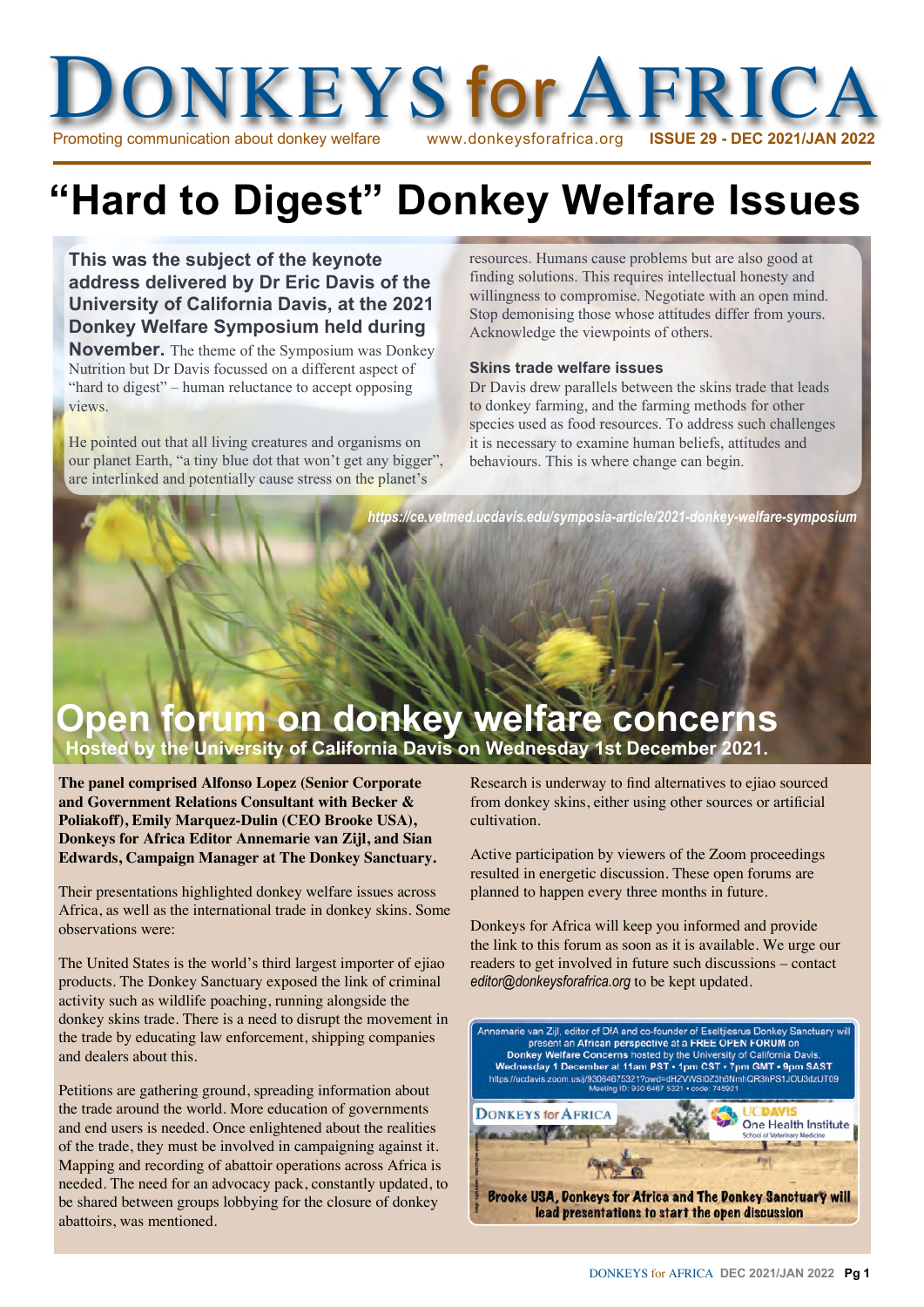# Donkeys for Africa

Promoting communication about donkey welfare www.donkeysforafrica.org **ISSUE 29 - DEC 2021/JAN 2022**

# "Hard to Digest" Donkey Welfare Issues

**This was the subject of the keynote address delivered by Dr Eric Davis of the University of California Davis, at the 2021 Donkey Welfare Symposium held during November.** The theme of the Symposium was Donkey Nutrition but Dr Davis focussed on a different aspect of "hard to digest" – human reluctance to accept opposing views.

He pointed out that all living creatures and organisms on our planet Earth, "a tiny blue dot that won't get any bigger", are interlinked and potentially cause stress on the planet's resources. Humans cause problems but are also good at finding solutions. This requires intellectual honesty and willingness to compromise. Negotiate with an open mind. Stop demonising those whose attitudes differ from yours. Acknowledge the viewpoints of others.

### Skins trade welfare issues

Dr Davis drew parallels between the skins trade that leads to donkey farming, and the farming methods for other species used as food resources. To address such challenges it is necessary to examine human beliefs, attitudes and behaviours. This is where change can begin.

*https://ce.vetmed.ucdavis.edu/symposia-article/2021-donkey-welfare-symposium*

## Open forum on donkey welfare concerns

**Hosted by the University of California Davis on Wednesday 1st December 2021.**

**The panel comprised Alfonso Lopez (Senior Corporate and Government Relations Consultant with Becker & Poliakoff), Emily Marquez-Dulin (CEO Brooke USA), Donkeys for Africa Editor Annemarie van Zijl, and Sian Edwards, Campaign Manager at The Donkey Sanctuary.**

Their presentations highlighted donkey welfare issues across Africa, as well as the international trade in donkey skins. Some observations were:

The United States is the world's third largest importer of ejiao products. The Donkey Sanctuary exposed the link of criminal activity such as wildlife poaching, running alongside the donkey skins trade. There is a need to disrupt the movement in the trade by educating law enforcement, shipping companies and dealers about this.

Petitions are gathering ground, spreading information about the trade around the world. More education of governments and end users is needed. Once enlightened about the realities of the trade, they must be involved in campaigning against it. Mapping and recording of abattoir operations across Africa is needed. The need for an advocacy pack, constantly updated, to be shared between groups lobbying for the closure of donkey abattoirs, was mentioned.

Research is underway to find alternatives to ejiao sourced from donkey skins, either using other sources or artificial cultivation.

Active participation by viewers of the Zoom proceedings resulted in energetic discussion. These open forums are planned to happen every three months in future.

Donkeys for Africa will keep you informed and provide the link to this forum as soon as it is available. We urge our readers to get involved in future such discussions – contact *editor@donkeysforafrica.org* to be kept updated.

Annemarie van Zijl, editor of DfA and co-founder of Eseltjiesrus Donkey Sanctuary will present an **African perspective** at a **FREE OPEN FORUM** on **Donkey Welfare Concerns** hosted by the University of California Davis. **Wednesday 1 December at 11am PST • 1pm CST • 7pm GMT • 9pm SAST**
https://ucdavis.zoom.us/j/93064675321?pwd=dHZVWS0Z3h6NmhQR3hPS1JOU3dzUT09
Meeting ID: 930 6467 5321 • code: 745921

DONKEYS for AFRICA — UCDAVIS One Health Institute, School of Veterinary Medicine

**Brooke USA, Donkeys for Africa and The Donkey Sanctuary will lead presentations to start the open discussion**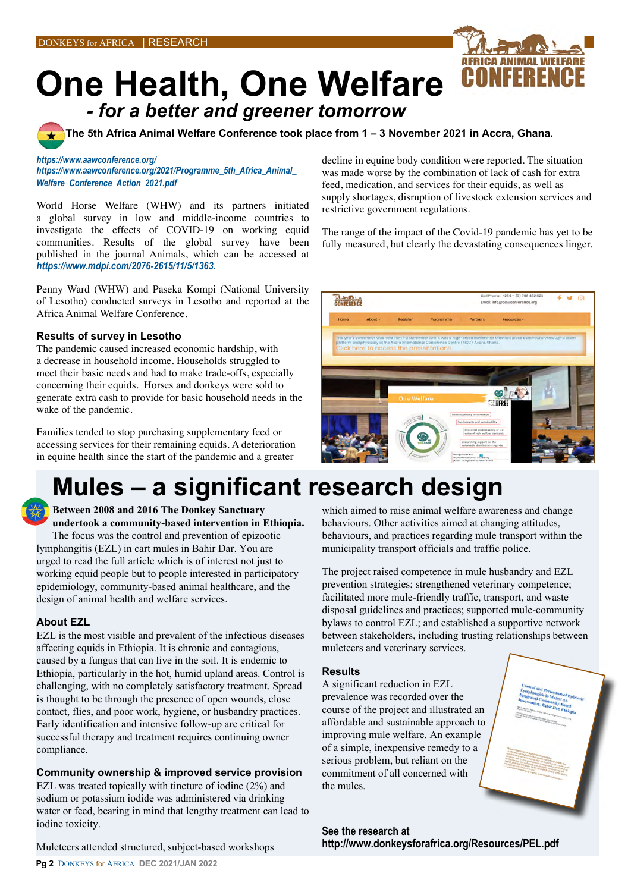# One Health, One Welfare

## *- for a better and greener tomorrow*

**The 5th Africa Animal Welfare Conference took place from 1 – 3 November 2021 in Accra, Ghana.**

*https://www.aawconference.org/*
*https://www.aawconference.org/2021/Programme_5th_Africa_Animal_Welfare_Conference_Action_2021.pdf*

World Horse Welfare (WHW) and its partners initiated a global survey in low and middle-income countries to investigate the effects of COVID-19 on working equid communities. Results of the global survey have been published in the journal Animals, which can be accessed at *https://www.mdpi.com/2076-2615/11/5/1363.*

Penny Ward (WHW) and Paseka Kompi (National University of Lesotho) conducted surveys in Lesotho and reported at the Africa Animal Welfare Conference.

### Results of survey in Lesotho

The pandemic caused increased economic hardship, with a decrease in household income. Households struggled to meet their basic needs and had to make trade-offs, especially concerning their equids. Horses and donkeys were sold to generate extra cash to provide for basic household needs in the wake of the pandemic.

Families tended to stop purchasing supplementary feed or accessing services for their remaining equids. A deterioration in equine health since the start of the pandemic and a greater decline in equine body condition were reported. The situation was made worse by the combination of lack of cash for extra feed, medication, and services for their equids, as well as supply shortages, disruption of livestock extension services and restrictive government regulations.

The range of the impact of the Covid-19 pandemic has yet to be fully measured, but clearly the devastating consequences linger.

# Mules – a significant research design

**Between 2008 and 2016 The Donkey Sanctuary undertook a community-based intervention in Ethiopia.** The focus was the control and prevention of epizootic lymphangitis (EZL) in cart mules in Bahir Dar. You are urged to read the full article which is of interest not just to working equid people but to people interested in participatory epidemiology, community-based animal healthcare, and the design of animal health and welfare services.

### About EZL

EZL is the most visible and prevalent of the infectious diseases affecting equids in Ethiopia. It is chronic and contagious, caused by a fungus that can live in the soil. It is endemic to Ethiopia, particularly in the hot, humid upland areas. Control is challenging, with no completely satisfactory treatment. Spread is thought to be through the presence of open wounds, close contact, flies, and poor work, hygiene, or husbandry practices. Early identification and intensive follow-up are critical for successful therapy and treatment requires continuing owner compliance.

### Community ownership & improved service provision

EZL was treated topically with tincture of iodine (2%) and sodium or potassium iodide was administered via drinking water or feed, bearing in mind that lengthy treatment can lead to iodine toxicity.

Muleteers attended structured, subject-based workshops which aimed to raise animal welfare awareness and change behaviours. Other activities aimed at changing attitudes, behaviours, and practices regarding mule transport within the municipality transport officials and traffic police.

The project raised competence in mule husbandry and EZL prevention strategies; strengthened veterinary competence; facilitated more mule-friendly traffic, transport, and waste disposal guidelines and practices; supported mule-community bylaws to control EZL; and established a supportive network between stakeholders, including trusting relationships between muleteers and veterinary services.

### Results

A significant reduction in EZL prevalence was recorded over the course of the project and illustrated an affordable and sustainable approach to improving mule welfare. An example of a simple, inexpensive remedy to a serious problem, but reliant on the commitment of all concerned with the mules.

**See the research at**
**http://www.donkeysforafrica.org/Resources/PEL.pdf**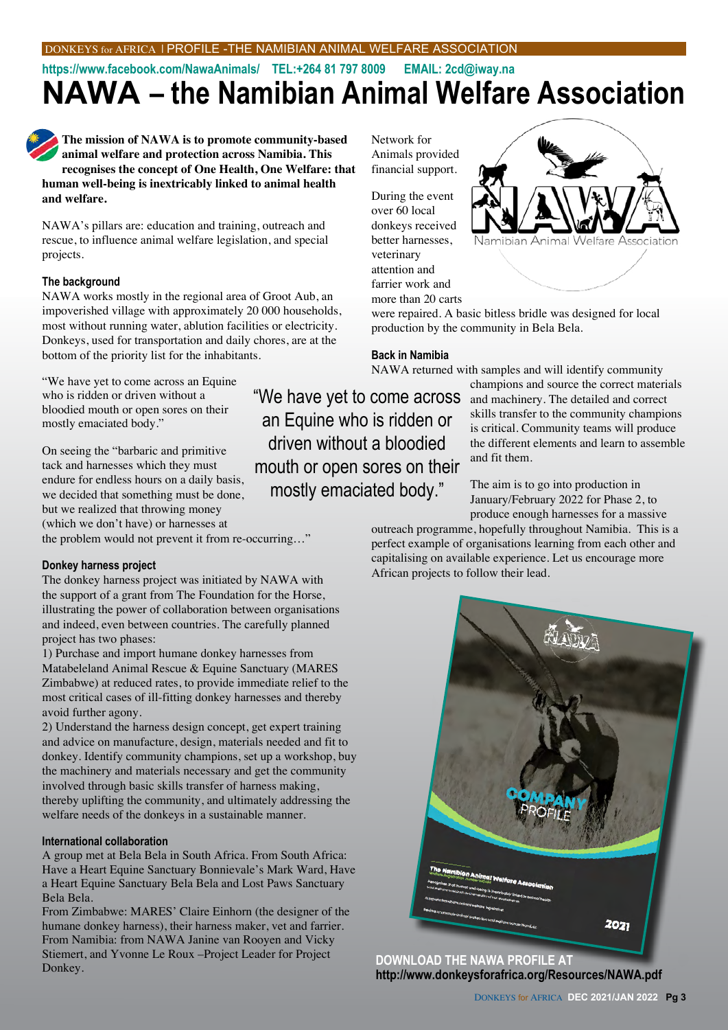https://www.facebook.com/NawaAnimals/ TEL:+264 81 797 8009 EMAIL: 2cd@iway.na

# NAWA – the Namibian Animal Welfare Association

**The mission of NAWA is to promote community-based animal welfare and protection across Namibia. This recognises the concept of One Health, One Welfare: that human well-being is inextricably linked to animal health and welfare.**

NAWA's pillars are: education and training, outreach and rescue, to influence animal welfare legislation, and special projects.

### The background

NAWA works mostly in the regional area of Groot Aub, an impoverished village with approximately 20 000 households, most without running water, ablution facilities or electricity. Donkeys, used for transportation and daily chores, are at the bottom of the priority list for the inhabitants.

"We have yet to come across an Equine who is ridden or driven without a bloodied mouth or open sores on their mostly emaciated body."

On seeing the "barbaric and primitive tack and harnesses which they must endure for endless hours on a daily basis, we decided that something must be done, but we realized that throwing money (which we don't have) or harnesses at the problem would not prevent it from re-occurring…"

> "We have yet to come across an Equine who is ridden or driven without a bloodied mouth or open sores on their mostly emaciated body."

### Donkey harness project

The donkey harness project was initiated by NAWA with the support of a grant from The Foundation for the Horse, illustrating the power of collaboration between organisations and indeed, even between countries. The carefully planned project has two phases:

1) Purchase and import humane donkey harnesses from Matabeleland Animal Rescue & Equine Sanctuary (MARES Zimbabwe) at reduced rates, to provide immediate relief to the most critical cases of ill-fitting donkey harnesses and thereby avoid further agony.

2) Understand the harness design concept, get expert training and advice on manufacture, design, materials needed and fit to donkey. Identify community champions, set up a workshop, buy the machinery and materials necessary and get the community involved through basic skills transfer of harness making, thereby uplifting the community, and ultimately addressing the welfare needs of the donkeys in a sustainable manner.

### International collaboration

A group met at Bela Bela in South Africa. From South Africa: Have a Heart Equine Sanctuary Bonnievale's Mark Ward, Have a Heart Equine Sanctuary Bela Bela and Lost Paws Sanctuary Bela Bela.

From Zimbabwe: MARES' Claire Einhorn (the designer of the humane donkey harness), their harness maker, vet and farrier. From Namibia: from NAWA Janine van Rooyen and Vicky Stiemert, and Yvonne Le Roux –Project Leader for Project Donkey.

Network for Animals provided financial support.

During the event over 60 local donkeys received better harnesses, veterinary attention and farrier work and more than 20 carts were repaired. A basic bitless bridle was designed for local production by the community in Bela Bela.

### Back in Namibia

NAWA returned with samples and will identify community champions and source the correct materials and machinery. The detailed and correct skills transfer to the community champions is critical. Community teams will produce the different elements and learn to assemble and fit them.

The aim is to go into production in January/February 2022 for Phase 2, to produce enough harnesses for a massive outreach programme, hopefully throughout Namibia. This is a perfect example of organisations learning from each other and capitalising on available experience. Let us encourage more African projects to follow their lead.

**DOWNLOAD THE NAWA PROFILE AT http://www.donkeysforafrica.org/Resources/NAWA.pdf**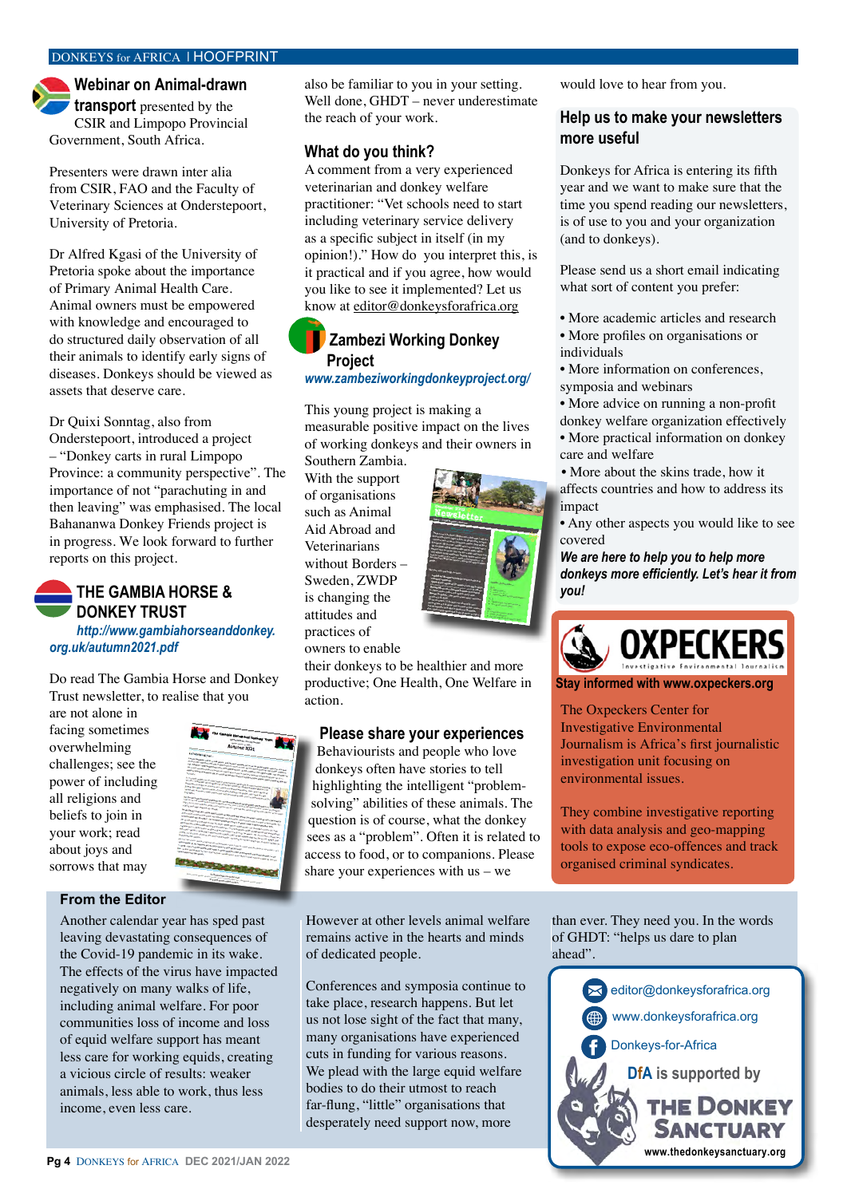## Webinar on Animal-drawn transport presented by the CSIR and Limpopo Provincial Government, South Africa.

Presenters were drawn inter alia from CSIR, FAO and the Faculty of Veterinary Sciences at Onderstepoort, University of Pretoria.

Dr Alfred Kgasi of the University of Pretoria spoke about the importance of Primary Animal Health Care. Animal owners must be empowered with knowledge and encouraged to do structured daily observation of all their animals to identify early signs of diseases. Donkeys should be viewed as assets that deserve care.

Dr Quixi Sonntag, also from Onderstepoort, introduced a project – "Donkey carts in rural Limpopo Province: a community perspective". The importance of not "parachuting in and then leaving" was emphasised. The local Bahananwa Donkey Friends project is in progress. We look forward to further reports on this project.

## THE GAMBIA HORSE & DONKEY TRUST

*http://www.gambiahorseanddonkey.org.uk/autumn2021.pdf*

Do read The Gambia Horse and Donkey Trust newsletter, to realise that you are not alone in facing sometimes overwhelming challenges; see the power of including all religions and beliefs to join in your work; read about joys and sorrows that may also be familiar to you in your setting. Well done, GHDT – never underestimate the reach of your work.

## What do you think?

A comment from a very experienced veterinarian and donkey welfare practitioner: "Vet schools need to start including veterinary service delivery as a specific subject in itself (in my opinion!)." How do you interpret this, is it practical and if you agree, how would you like to see it implemented? Let us know at editor@donkeysforafrica.org

## Zambezi Working Donkey Project

*www.zambeziworkingdonkeyproject.org/*

This young project is making a measurable positive impact on the lives of working donkeys and their owners in Southern Zambia. With the support of organisations such as Animal Aid Abroad and Veterinarians without Borders – Sweden, ZWDP is changing the attitudes and practices of owners to enable their donkeys to be healthier and more productive; One Health, One Welfare in action.

## Please share your experiences

Behaviourists and people who love donkeys often have stories to tell highlighting the intelligent "problem-solving" abilities of these animals. The question is of course, what the donkey sees as a "problem". Often it is related to access to food, or to companions. Please share your experiences with us – we would love to hear from you.

## Help us to make your newsletters more useful

Donkeys for Africa is entering its fifth year and we want to make sure that the time you spend reading our newsletters, is of use to you and your organization (and to donkeys).

Please send us a short email indicating what sort of content you prefer:

- More academic articles and research
- More profiles on organisations or individuals
- More information on conferences, symposia and webinars
- More advice on running a non-profit donkey welfare organization effectively
- More practical information on donkey care and welfare
- More about the skins trade, how it affects countries and how to address its impact
- Any other aspects you would like to see covered

***We are here to help you to help more donkeys more efficiently. Let's hear it from you!***

## OXPECKERS

Investigative Environmental Journalism

**Stay informed with www.oxpeckers.org**

The Oxpeckers Center for Investigative Environmental Journalism is Africa's first journalistic investigation unit focusing on environmental issues.

They combine investigative reporting with data analysis and geo-mapping tools to expose eco-offences and track organised criminal syndicates.

## From the Editor

Another calendar year has sped past leaving devastating consequences of the Covid-19 pandemic in its wake. The effects of the virus have impacted negatively on many walks of life, including animal welfare. For poor communities loss of income and loss of equid welfare support has meant less care for working equids, creating a vicious circle of results: weaker animals, less able to work, thus less income, even less care.

However at other levels animal welfare remains active in the hearts and minds of dedicated people.

Conferences and symposia continue to take place, research happens. But let us not lose sight of the fact that many, many organisations have experienced cuts in funding for various reasons. We plead with the large equid welfare bodies to do their utmost to reach far-flung, "little" organisations that desperately need support now, more than ever. They need you. In the words of GHDT: "helps us dare to plan ahead".

editor@donkeysforafrica.org
www.donkeysforafrica.org
Donkeys-for-Africa

**DfA is supported by THE DONKEY SANCTUARY**
www.thedonkeysanctuary.org